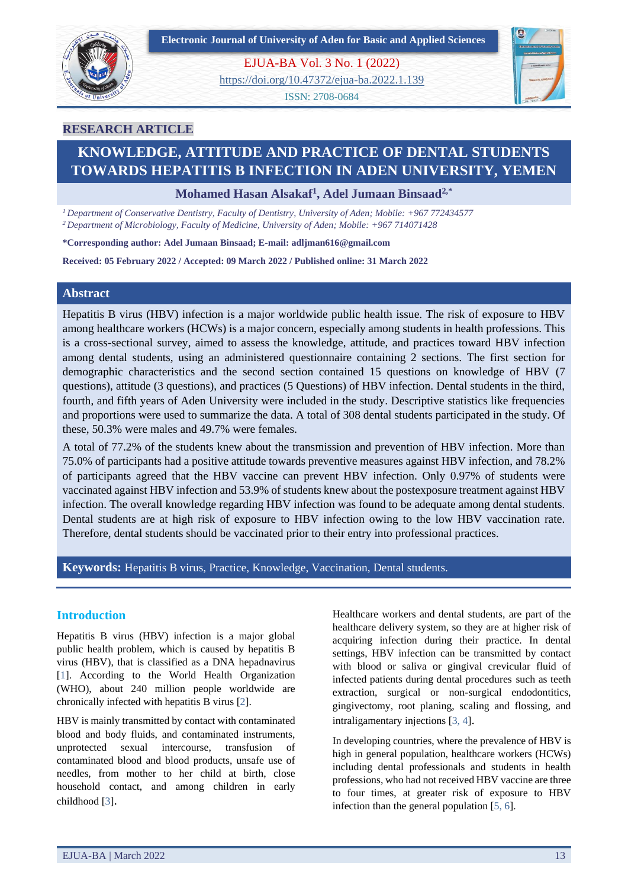RESEARCH ARTICLE

# KNOWLEDGE, ATTITUDE AND PRACTICE OF DENTAL STUDENTS TOWARDS HEPATITIS B INFECTION IN ADEN UNIVERSITY, YEMEN

**Mohamed Hasan Alsakaf[1], Adel Jumaan Binsaad[2,*]**

[1] *Department of Conservative Dentistry, Faculty of Dentistry, University of Aden; Mobile: +967 772434577*
[2] *Department of Microbiology, Faculty of Medicine, University of Aden; Mobile: +967 714071428*

**\*Corresponding author: Adel Jumaan Binsaad; E-mail: adljman616@gmail.com**

**Received: 05 February 2022 / Accepted: 09 March 2022 / Published online: 31 March 2022**

## Abstract

Hepatitis B virus (HBV) infection is a major worldwide public health issue. The risk of exposure to HBV among healthcare workers (HCWs) is a major concern, especially among students in health professions. This is a cross-sectional survey, aimed to assess the knowledge, attitude, and practices toward HBV infection among dental students, using an administered questionnaire containing 2 sections. The first section for demographic characteristics and the second section contained 15 questions on knowledge of HBV (7 questions), attitude (3 questions), and practices (5 Questions) of HBV infection. Dental students in the third, fourth, and fifth years of Aden University were included in the study. Descriptive statistics like frequencies and proportions were used to summarize the data. A total of 308 dental students participated in the study. Of these, 50.3% were males and 49.7% were females.

A total of 77.2% of the students knew about the transmission and prevention of HBV infection. More than 75.0% of participants had a positive attitude towards preventive measures against HBV infection, and 78.2% of participants agreed that the HBV vaccine can prevent HBV infection. Only 0.97% of students were vaccinated against HBV infection and 53.9% of students knew about the postexposure treatment against HBV infection. The overall knowledge regarding HBV infection was found to be adequate among dental students. Dental students are at high risk of exposure to HBV infection owing to the low HBV vaccination rate. Therefore, dental students should be vaccinated prior to their entry into professional practices.

**Keywords:** Hepatitis B virus, Practice, Knowledge, Vaccination, Dental students.

## Introduction

Hepatitis B virus (HBV) infection is a major global public health problem, which is caused by hepatitis B virus (HBV), that is classified as a DNA hepadnavirus [1]. According to the World Health Organization (WHO), about 240 million people worldwide are chronically infected with hepatitis B virus [2].

HBV is mainly transmitted by contact with contaminated blood and body fluids, and contaminated instruments, unprotected sexual intercourse, transfusion of contaminated blood and blood products, unsafe use of needles, from mother to her child at birth, close household contact, and among children in early childhood [3].

Healthcare workers and dental students, are part of the healthcare delivery system, so they are at higher risk of acquiring infection during their practice. In dental settings, HBV infection can be transmitted by contact with blood or saliva or gingival crevicular fluid of infected patients during dental procedures such as teeth extraction, surgical or non-surgical endodontics, gingivectomy, root planing, scaling and flossing, and intraligamentary injections [3, 4].

In developing countries, where the prevalence of HBV is high in general population, healthcare workers (HCWs) including dental professionals and students in health professions, who had not received HBV vaccine are three to four times, at greater risk of exposure to HBV infection than the general population [5, 6].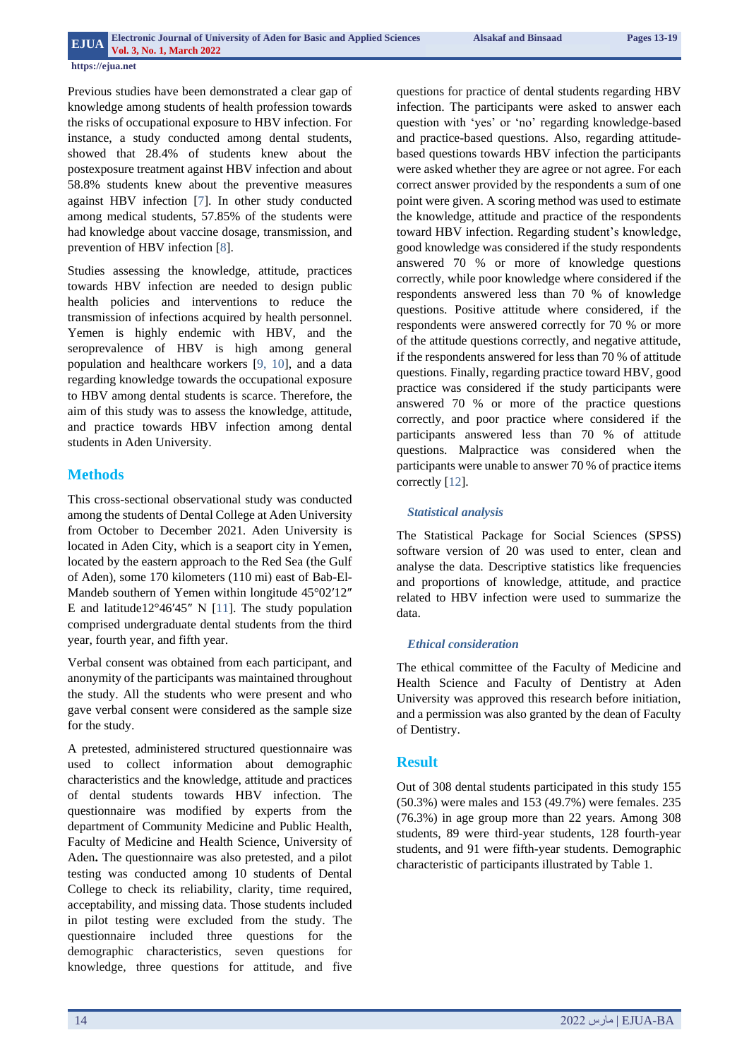Previous studies have been demonstrated a clear gap of knowledge among students of health profession towards the risks of occupational exposure to HBV infection. For instance, a study conducted among dental students, showed that 28.4% of students knew about the postexposure treatment against HBV infection and about 58.8% students knew about the preventive measures against HBV infection [7]. In other study conducted among medical students, 57.85% of the students were had knowledge about vaccine dosage, transmission, and prevention of HBV infection [8].

Studies assessing the knowledge, attitude, practices towards HBV infection are needed to design public health policies and interventions to reduce the transmission of infections acquired by health personnel. Yemen is highly endemic with HBV, and the seroprevalence of HBV is high among general population and healthcare workers [9, 10], and a data regarding knowledge towards the occupational exposure to HBV among dental students is scarce. Therefore, the aim of this study was to assess the knowledge, attitude, and practice towards HBV infection among dental students in Aden University.

## Methods

This cross-sectional observational study was conducted among the students of Dental College at Aden University from October to December 2021. Aden University is located in Aden City, which is a seaport city in Yemen, located by the eastern approach to the Red Sea (the Gulf of Aden), some 170 kilometers (110 mi) east of Bab-El-Mandeb southern of Yemen within longitude 45°02′12″ E and latitude12°46′45″ N [11]. The study population comprised undergraduate dental students from the third year, fourth year, and fifth year.

Verbal consent was obtained from each participant, and anonymity of the participants was maintained throughout the study. All the students who were present and who gave verbal consent were considered as the sample size for the study.

A pretested, administered structured questionnaire was used to collect information about demographic characteristics and the knowledge, attitude and practices of dental students towards HBV infection. The questionnaire was modified by experts from the department of Community Medicine and Public Health, Faculty of Medicine and Health Science, University of Aden**.** The questionnaire was also pretested, and a pilot testing was conducted among 10 students of Dental College to check its reliability, clarity, time required, acceptability, and missing data. Those students included in pilot testing were excluded from the study. The questionnaire included three questions for the demographic characteristics, seven questions for knowledge, three questions for attitude, and five questions for practice of dental students regarding HBV infection. The participants were asked to answer each question with 'yes' or 'no' regarding knowledge-based and practice-based questions. Also, regarding attitude-based questions towards HBV infection the participants were asked whether they are agree or not agree. For each correct answer provided by the respondents a sum of one point were given. A scoring method was used to estimate the knowledge, attitude and practice of the respondents toward HBV infection. Regarding student's knowledge, good knowledge was considered if the study respondents answered 70 % or more of knowledge questions correctly, while poor knowledge where considered if the respondents answered less than 70 % of knowledge questions. Positive attitude where considered, if the respondents were answered correctly for 70 % or more of the attitude questions correctly, and negative attitude, if the respondents answered for less than 70 % of attitude questions. Finally, regarding practice toward HBV, good practice was considered if the study participants were answered 70 % or more of the practice questions correctly, and poor practice where considered if the participants answered less than 70 % of attitude questions. Malpractice was considered when the participants were unable to answer 70 % of practice items correctly [12].

### *Statistical analysis*

The Statistical Package for Social Sciences (SPSS) software version of 20 was used to enter, clean and analyse the data. Descriptive statistics like frequencies and proportions of knowledge, attitude, and practice related to HBV infection were used to summarize the data.

### *Ethical consideration*

The ethical committee of the Faculty of Medicine and Health Science and Faculty of Dentistry at Aden University was approved this research before initiation, and a permission was also granted by the dean of Faculty of Dentistry.

## Result

Out of 308 dental students participated in this study 155 (50.3%) were males and 153 (49.7%) were females. 235 (76.3%) in age group more than 22 years. Among 308 students, 89 were third-year students, 128 fourth-year students, and 91 were fifth-year students. Demographic characteristic of participants illustrated by Table 1.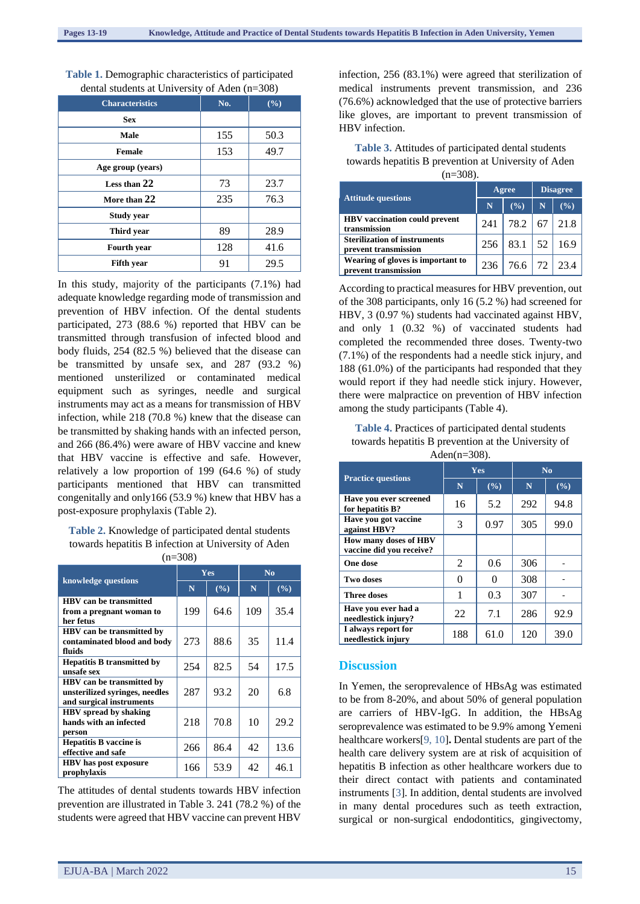**Table 1.** Demographic characteristics of participated dental students at University of Aden (n=308)

| Characteristics | No. | (%) |
|---|---|---|
| **Sex** | | |
| **Male** | 155 | 50.3 |
| **Female** | 153 | 49.7 |
| **Age group (years)** | | |
| **Less than 22** | 73 | 23.7 |
| **More than 22** | 235 | 76.3 |
| **Study year** | | |
| **Third year** | 89 | 28.9 |
| **Fourth year** | 128 | 41.6 |
| **Fifth year** | 91 | 29.5 |

In this study, majority of the participants (7.1%) had adequate knowledge regarding mode of transmission and prevention of HBV infection. Of the dental students participated, 273 (88.6 %) reported that HBV can be transmitted through transfusion of infected blood and body fluids, 254 (82.5 %) believed that the disease can be transmitted by unsafe sex, and 287 (93.2 %) mentioned unsterilized or contaminated medical equipment such as syringes, needle and surgical instruments may act as a means for transmission of HBV infection, while 218 (70.8 %) knew that the disease can be transmitted by shaking hands with an infected person, and 266 (86.4%) were aware of HBV vaccine and knew that HBV vaccine is effective and safe. However, relatively a low proportion of 199 (64.6 %) of study participants mentioned that HBV can transmitted congenitally and only166 (53.9 %) knew that HBV has a post-exposure prophylaxis (Table 2).

**Table 2.** Knowledge of participated dental students towards hepatitis B infection at University of Aden (n=308)

| knowledge questions | Yes | | No | |
|---|---|---|---|---|
| | N | (%) | N | (%) |
| **HBV can be transmitted from a pregnant woman to her fetus** | 199 | 64.6 | 109 | 35.4 |
| **HBV can be transmitted by contaminated blood and body fluids** | 273 | 88.6 | 35 | 11.4 |
| **Hepatitis B transmitted by unsafe sex** | 254 | 82.5 | 54 | 17.5 |
| **HBV can be transmitted by unsterilized syringes, needles and surgical instruments** | 287 | 93.2 | 20 | 6.8 |
| **HBV spread by shaking hands with an infected person** | 218 | 70.8 | 10 | 29.2 |
| **Hepatitis B vaccine is effective and safe** | 266 | 86.4 | 42 | 13.6 |
| **HBV has post exposure prophylaxis** | 166 | 53.9 | 42 | 46.1 |

The attitudes of dental students towards HBV infection prevention are illustrated in Table 3. 241 (78.2 %) of the students were agreed that HBV vaccine can prevent HBV infection, 256 (83.1%) were agreed that sterilization of medical instruments prevent transmission, and 236 (76.6%) acknowledged that the use of protective barriers like gloves, are important to prevent transmission of HBV infection.

**Table 3.** Attitudes of participated dental students towards hepatitis B prevention at University of Aden (n=308).

| Attitude questions | Agree | | Disagree | |
|---|---|---|---|---|
| | N | (%) | N | (%) |
| **HBV vaccination could prevent transmission** | 241 | 78.2 | 67 | 21.8 |
| **Sterilization of instruments prevent transmission** | 256 | 83.1 | 52 | 16.9 |
| **Wearing of gloves is important to prevent transmission** | 236 | 76.6 | 72 | 23.4 |

According to practical measures for HBV prevention, out of the 308 participants, only 16 (5.2 %) had screened for HBV, 3 (0.97 %) students had vaccinated against HBV, and only 1 (0.32 %) of vaccinated students had completed the recommended three doses. Twenty-two (7.1%) of the respondents had a needle stick injury, and 188 (61.0%) of the participants had responded that they would report if they had needle stick injury. However, there were malpractice on prevention of HBV infection among the study participants (Table 4).

**Table 4.** Practices of participated dental students towards hepatitis B prevention at the University of Aden(n=308).

| Practice questions | Yes | | No | |
|---|---|---|---|---|
| | N | (%) | N | (%) |
| **Have you ever screened for hepatitis B?** | 16 | 5.2 | 292 | 94.8 |
| **Have you got vaccine against HBV?** | 3 | 0.97 | 305 | 99.0 |
| **How many doses of HBV vaccine did you receive?** | | | | |
| **One dose** | 2 | 0.6 | 306 | - |
| **Two doses** | 0 | 0 | 308 | - |
| **Three doses** | 1 | 0.3 | 307 | - |
| **Have you ever had a needlestick injury?** | 22 | 7.1 | 286 | 92.9 |
| **I always report for needlestick injury** | 188 | 61.0 | 120 | 39.0 |

## Discussion

In Yemen, the seroprevalence of HBsAg was estimated to be from 8-20%, and about 50% of general population are carriers of HBV-IgG. In addition, the HBsAg seroprevalence was estimated to be 9.9% among Yemeni healthcare workers[9, 10]. Dental students are part of the health care delivery system are at risk of acquisition of hepatitis B infection as other healthcare workers due to their direct contact with patients and contaminated instruments [3]. In addition, dental students are involved in many dental procedures such as teeth extraction, surgical or non-surgical endodontics, gingivectomy,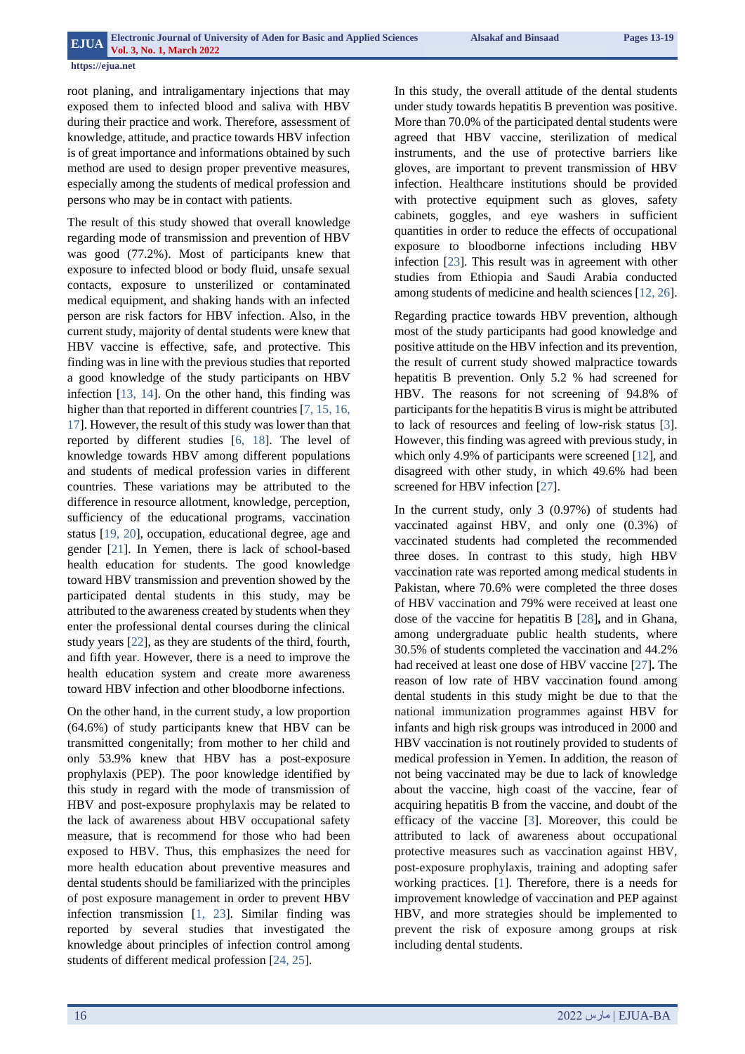root planing, and intraligamentary injections that may exposed them to infected blood and saliva with HBV during their practice and work. Therefore, assessment of knowledge, attitude, and practice towards HBV infection is of great importance and informations obtained by such method are used to design proper preventive measures, especially among the students of medical profession and persons who may be in contact with patients.

The result of this study showed that overall knowledge regarding mode of transmission and prevention of HBV was good (77.2%). Most of participants knew that exposure to infected blood or body fluid, unsafe sexual contacts, exposure to unsterilized or contaminated medical equipment, and shaking hands with an infected person are risk factors for HBV infection. Also, in the current study, majority of dental students were knew that HBV vaccine is effective, safe, and protective. This finding was in line with the previous studies that reported a good knowledge of the study participants on HBV infection [13, 14]. On the other hand, this finding was higher than that reported in different countries [7, 15, 16, 17]. However, the result of this study was lower than that reported by different studies [6, 18]. The level of knowledge towards HBV among different populations and students of medical profession varies in different countries. These variations may be attributed to the difference in resource allotment, knowledge, perception, sufficiency of the educational programs, vaccination status [19, 20], occupation, educational degree, age and gender [21]. In Yemen, there is lack of school-based health education for students. The good knowledge toward HBV transmission and prevention showed by the participated dental students in this study, may be attributed to the awareness created by students when they enter the professional dental courses during the clinical study years [22], as they are students of the third, fourth, and fifth year. However, there is a need to improve the health education system and create more awareness toward HBV infection and other bloodborne infections.

On the other hand, in the current study, a low proportion (64.6%) of study participants knew that HBV can be transmitted congenitally; from mother to her child and only 53.9% knew that HBV has a post-exposure prophylaxis (PEP). The poor knowledge identified by this study in regard with the mode of transmission of HBV and post-exposure prophylaxis may be related to the lack of awareness about HBV occupational safety measure, that is recommend for those who had been exposed to HBV. Thus, this emphasizes the need for more health education about preventive measures and dental students should be familiarized with the principles of post exposure management in order to prevent HBV infection transmission [1, 23]. Similar finding was reported by several studies that investigated the knowledge about principles of infection control among students of different medical profession [24, 25].

In this study, the overall attitude of the dental students under study towards hepatitis B prevention was positive. More than 70.0% of the participated dental students were agreed that HBV vaccine, sterilization of medical instruments, and the use of protective barriers like gloves, are important to prevent transmission of HBV infection. Healthcare institutions should be provided with protective equipment such as gloves, safety cabinets, goggles, and eye washers in sufficient quantities in order to reduce the effects of occupational exposure to bloodborne infections including HBV infection [23]. This result was in agreement with other studies from Ethiopia and Saudi Arabia conducted among students of medicine and health sciences [12, 26].

Regarding practice towards HBV prevention, although most of the study participants had good knowledge and positive attitude on the HBV infection and its prevention, the result of current study showed malpractice towards hepatitis B prevention. Only 5.2 % had screened for HBV. The reasons for not screening of 94.8% of participants for the hepatitis B virus is might be attributed to lack of resources and feeling of low-risk status [3]. However, this finding was agreed with previous study, in which only 4.9% of participants were screened [12], and disagreed with other study, in which 49.6% had been screened for HBV infection [27].

In the current study, only 3 (0.97%) of students had vaccinated against HBV, and only one (0.3%) of vaccinated students had completed the recommended three doses. In contrast to this study, high HBV vaccination rate was reported among medical students in Pakistan, where 70.6% were completed the three doses of HBV vaccination and 79% were received at least one dose of the vaccine for hepatitis B [28], and in Ghana, among undergraduate public health students, where 30.5% of students completed the vaccination and 44.2% had received at least one dose of HBV vaccine [27]. The reason of low rate of HBV vaccination found among dental students in this study might be due to that the national immunization programmes against HBV for infants and high risk groups was introduced in 2000 and HBV vaccination is not routinely provided to students of medical profession in Yemen. In addition, the reason of not being vaccinated may be due to lack of knowledge about the vaccine, high coast of the vaccine, fear of acquiring hepatitis B from the vaccine, and doubt of the efficacy of the vaccine [3]. Moreover, this could be attributed to lack of awareness about occupational protective measures such as vaccination against HBV, post-exposure prophylaxis, training and adopting safer working practices. [1]. Therefore, there is a needs for improvement knowledge of vaccination and PEP against HBV, and more strategies should be implemented to prevent the risk of exposure among groups at risk including dental students.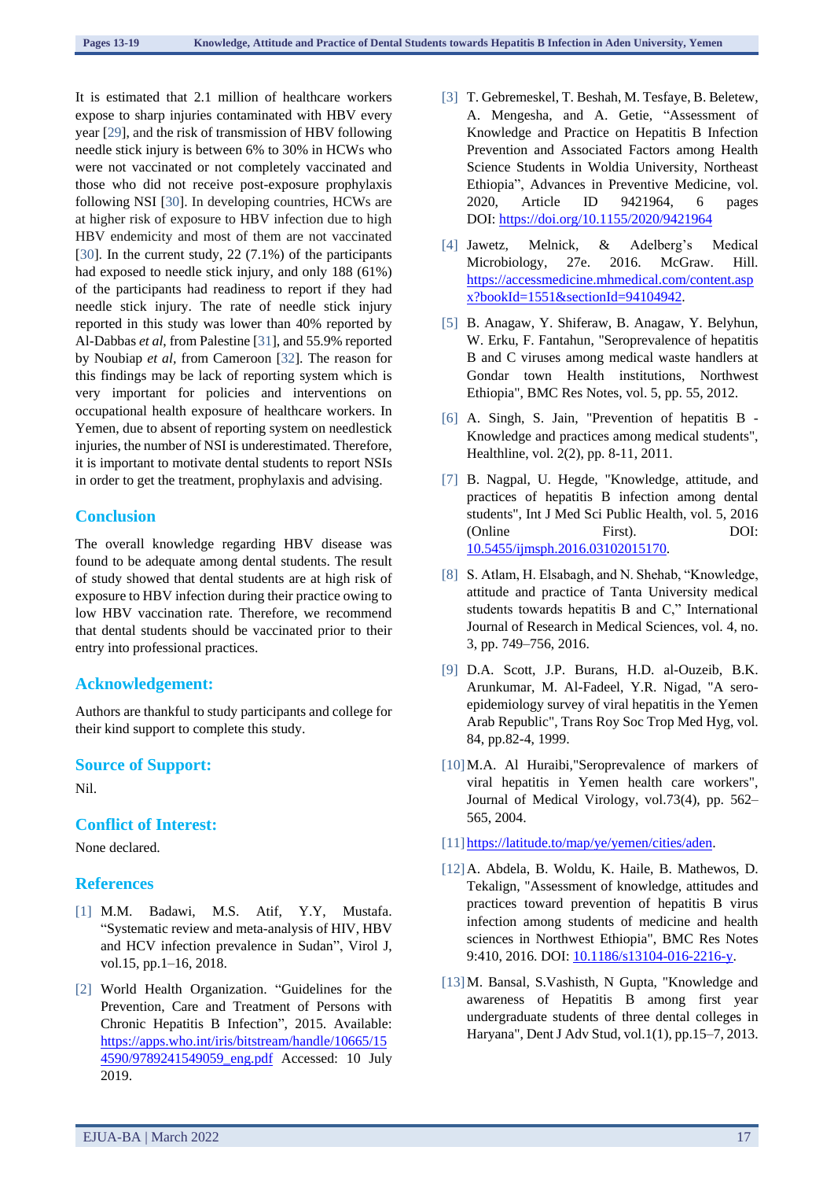It is estimated that 2.1 million of healthcare workers expose to sharp injuries contaminated with HBV every year [29], and the risk of transmission of HBV following needle stick injury is between 6% to 30% in HCWs who were not vaccinated or not completely vaccinated and those who did not receive post-exposure prophylaxis following NSI [30]. In developing countries, HCWs are at higher risk of exposure to HBV infection due to high HBV endemicity and most of them are not vaccinated [30]. In the current study, 22 (7.1%) of the participants had exposed to needle stick injury, and only 188 (61%) of the participants had readiness to report if they had needle stick injury. The rate of needle stick injury reported in this study was lower than 40% reported by Al-Dabbas *et al*, from Palestine [31], and 55.9% reported by Noubiap *et al*, from Cameroon [32]. The reason for this findings may be lack of reporting system which is very important for policies and interventions on occupational health exposure of healthcare workers. In Yemen, due to absent of reporting system on needlestick injuries, the number of NSI is underestimated. Therefore, it is important to motivate dental students to report NSIs in order to get the treatment, prophylaxis and advising.

## Conclusion

The overall knowledge regarding HBV disease was found to be adequate among dental students. The result of study showed that dental students are at high risk of exposure to HBV infection during their practice owing to low HBV vaccination rate. Therefore, we recommend that dental students should be vaccinated prior to their entry into professional practices.

## Acknowledgement:

Authors are thankful to study participants and college for their kind support to complete this study.

## Source of Support:

Nil.

## Conflict of Interest:

None declared.

## References

[1] M.M. Badawi, M.S. Atif, Y.Y, Mustafa. "Systematic review and meta-analysis of HIV, HBV and HCV infection prevalence in Sudan", Virol J, vol.15, pp.1–16, 2018.

[2] World Health Organization. "Guidelines for the Prevention, Care and Treatment of Persons with Chronic Hepatitis B Infection", 2015. Available: https://apps.who.int/iris/bitstream/handle/10665/154590/9789241549059_eng.pdf Accessed: 10 July 2019.

[3] T. Gebremeskel, T. Beshah, M. Tesfaye, B. Beletew, A. Mengesha, and A. Getie, "Assessment of Knowledge and Practice on Hepatitis B Infection Prevention and Associated Factors among Health Science Students in Woldia University, Northeast Ethiopia", Advances in Preventive Medicine, vol. 2020, Article ID 9421964, 6 pages DOI: https://doi.org/10.1155/2020/9421964

[4] Jawetz, Melnick, & Adelberg's Medical Microbiology, 27e. 2016. McGraw. Hill. https://accessmedicine.mhmedical.com/content.aspx?bookId=1551&sectionId=94104942.

[5] B. Anagaw, Y. Shiferaw, B. Anagaw, Y. Belyhun, W. Erku, F. Fantahun, "Seroprevalence of hepatitis B and C viruses among medical waste handlers at Gondar town Health institutions, Northwest Ethiopia", BMC Res Notes, vol. 5, pp. 55, 2012.

[6] A. Singh, S. Jain, "Prevention of hepatitis B - Knowledge and practices among medical students", Healthline, vol. 2(2), pp. 8-11, 2011.

[7] B. Nagpal, U. Hegde, "Knowledge, attitude, and practices of hepatitis B infection among dental students", Int J Med Sci Public Health, vol. 5, 2016 (Online First). DOI: 10.5455/ijmsph.2016.03102015170.

[8] S. Atlam, H. Elsabagh, and N. Shehab, "Knowledge, attitude and practice of Tanta University medical students towards hepatitis B and C," International Journal of Research in Medical Sciences, vol. 4, no. 3, pp. 749–756, 2016.

[9] D.A. Scott, J.P. Burans, H.D. al-Ouzeib, B.K. Arunkumar, M. Al-Fadeel, Y.R. Nigad, "A sero-epidemiology survey of viral hepatitis in the Yemen Arab Republic", Trans Roy Soc Trop Med Hyg, vol. 84, pp.82-4, 1999.

[10] M.A. Al Huraibi,"Seroprevalence of markers of viral hepatitis in Yemen health care workers", Journal of Medical Virology, vol.73(4), pp. 562–565, 2004.

[11] https://latitude.to/map/ye/yemen/cities/aden.

[12] A. Abdela, B. Woldu, K. Haile, B. Mathewos, D. Tekalign, "Assessment of knowledge, attitudes and practices toward prevention of hepatitis B virus infection among students of medicine and health sciences in Northwest Ethiopia", BMC Res Notes 9:410, 2016. DOI: 10.1186/s13104-016-2216-y.

[13] M. Bansal, S.Vashisth, N Gupta, "Knowledge and awareness of Hepatitis B among first year undergraduate students of three dental colleges in Haryana", Dent J Adv Stud, vol.1(1), pp.15–7, 2013.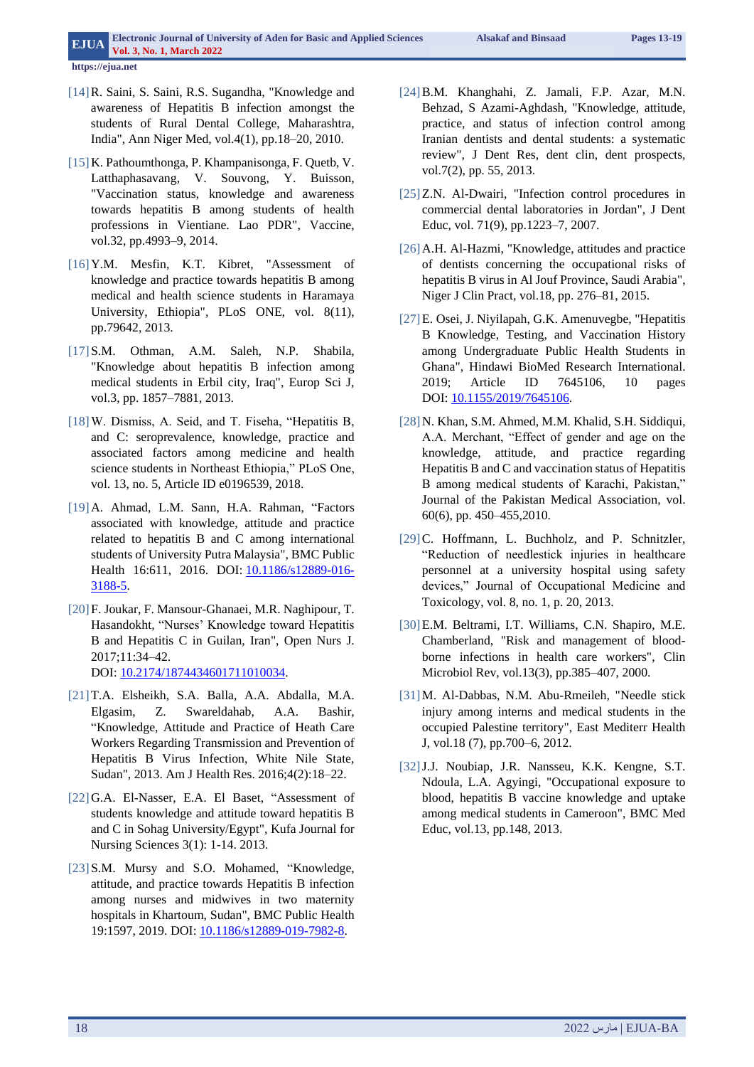[14] R. Saini, S. Saini, R.S. Sugandha, "Knowledge and awareness of Hepatitis B infection amongst the students of Rural Dental College, Maharashtra, India", Ann Niger Med, vol.4(1), pp.18–20, 2010.

[15] K. Pathoumthonga, P. Khampanisonga, F. Quetb, V. Latthaphasavang, V. Souvong, Y. Buisson, "Vaccination status, knowledge and awareness towards hepatitis B among students of health professions in Vientiane. Lao PDR", Vaccine, vol.32, pp.4993–9, 2014.

[16] Y.M. Mesfin, K.T. Kibret, "Assessment of knowledge and practice towards hepatitis B among medical and health science students in Haramaya University, Ethiopia", PLoS ONE, vol. 8(11), pp.79642, 2013.

[17] S.M. Othman, A.M. Saleh, N.P. Shabila, "Knowledge about hepatitis B infection among medical students in Erbil city, Iraq", Europ Sci J, vol.3, pp. 1857–7881, 2013.

[18] W. Dismiss, A. Seid, and T. Fiseha, "Hepatitis B, and C: seroprevalence, knowledge, practice and associated factors among medicine and health science students in Northeast Ethiopia," PLoS One, vol. 13, no. 5, Article ID e0196539, 2018.

[19] A. Ahmad, L.M. Sann, H.A. Rahman, "Factors associated with knowledge, attitude and practice related to hepatitis B and C among international students of University Putra Malaysia", BMC Public Health 16:611, 2016. DOI: 10.1186/s12889-016-3188-5.

[20] F. Joukar, F. Mansour-Ghanaei, M.R. Naghipour, T. Hasandokht, "Nurses' Knowledge toward Hepatitis B and Hepatitis C in Guilan, Iran", Open Nurs J. 2017;11:34–42. DOI: 10.2174/1874434601711010034.

[21] T.A. Elsheikh, S.A. Balla, A.A. Abdalla, M.A. Elgasim, Z. Swareldahab, A.A. Bashir, "Knowledge, Attitude and Practice of Heath Care Workers Regarding Transmission and Prevention of Hepatitis B Virus Infection, White Nile State, Sudan", 2013. Am J Health Res. 2016;4(2):18–22.

[22] G.A. El-Nasser, E.A. El Baset, "Assessment of students knowledge and attitude toward hepatitis B and C in Sohag University/Egypt", Kufa Journal for Nursing Sciences 3(1): 1-14. 2013.

[23] S.M. Mursy and S.O. Mohamed, "Knowledge, attitude, and practice towards Hepatitis B infection among nurses and midwives in two maternity hospitals in Khartoum, Sudan", BMC Public Health 19:1597, 2019. DOI: 10.1186/s12889-019-7982-8.

[24] B.M. Khanghahi, Z. Jamali, F.P. Azar, M.N. Behzad, S Azami-Aghdash, "Knowledge, attitude, practice, and status of infection control among Iranian dentists and dental students: a systematic review", J Dent Res, dent clin, dent prospects, vol.7(2), pp. 55, 2013.

[25] Z.N. Al-Dwairi, "Infection control procedures in commercial dental laboratories in Jordan", J Dent Educ, vol. 71(9), pp.1223–7, 2007.

[26] A.H. Al-Hazmi, "Knowledge, attitudes and practice of dentists concerning the occupational risks of hepatitis B virus in Al Jouf Province, Saudi Arabia", Niger J Clin Pract, vol.18, pp. 276–81, 2015.

[27] E. Osei, J. Niyilapah, G.K. Amenuvegbe, "Hepatitis B Knowledge, Testing, and Vaccination History among Undergraduate Public Health Students in Ghana", Hindawi BioMed Research International. 2019; Article ID 7645106, 10 pages DOI: 10.1155/2019/7645106.

[28] N. Khan, S.M. Ahmed, M.M. Khalid, S.H. Siddiqui, A.A. Merchant, "Effect of gender and age on the knowledge, attitude, and practice regarding Hepatitis B and C and vaccination status of Hepatitis B among medical students of Karachi, Pakistan," Journal of the Pakistan Medical Association, vol. 60(6), pp. 450–455,2010.

[29] C. Hoffmann, L. Buchholz, and P. Schnitzler, "Reduction of needlestick injuries in healthcare personnel at a university hospital using safety devices," Journal of Occupational Medicine and Toxicology, vol. 8, no. 1, p. 20, 2013.

[30] E.M. Beltrami, I.T. Williams, C.N. Shapiro, M.E. Chamberland, "Risk and management of blood-borne infections in health care workers", Clin Microbiol Rev, vol.13(3), pp.385–407, 2000.

[31] M. Al-Dabbas, N.M. Abu-Rmeileh, "Needle stick injury among interns and medical students in the occupied Palestine territory", East Mediterr Health J, vol.18 (7), pp.700–6, 2012.

[32] J.J. Noubiap, J.R. Nansseu, K.K. Kengne, S.T. Ndoula, L.A. Agyingi, "Occupational exposure to blood, hepatitis B vaccine knowledge and uptake among medical students in Cameroon", BMC Med Educ, vol.13, pp.148, 2013.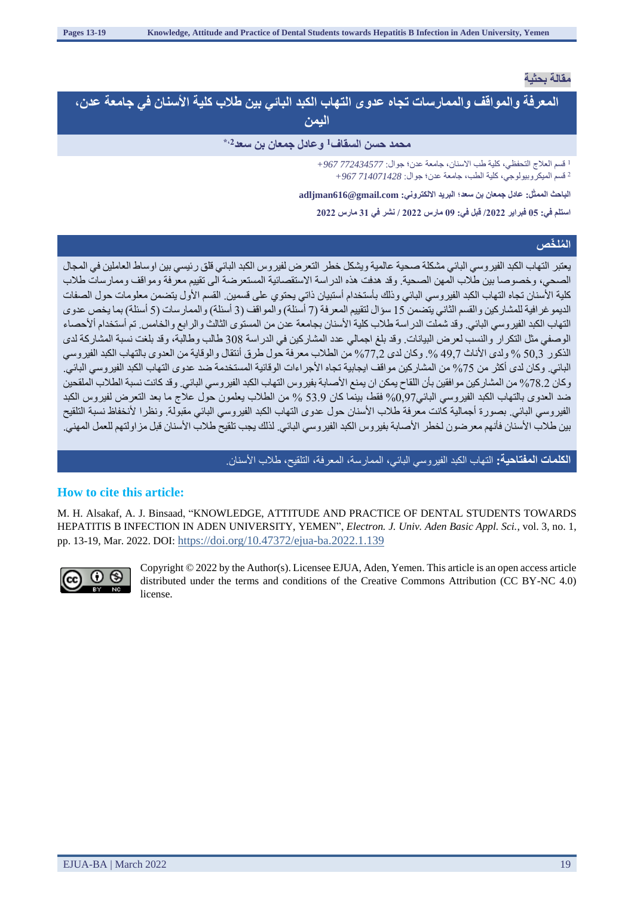مقالة بحثية

# المعرفة والمواقف والممارسات تجاه عدوى التهاب الكبد البائي بين طلاب كلية الأسنان في جامعة عدن، اليمن

**محمد حسن السقاف[1] وعادل جمعان بن سعد[2،*]**

[1] قسم العلاج التحفظي، كلية طب الاسنان، جامعة عدن؛ جوال: *+967 772434577*

[2] قسم الميكروبيولوجي، كلية الطب، جامعة عدن؛ جوال: *+967 714071428*

**الباحث الممثل: عادل جمعان بن سعد؛ البريد الالكتروني: adljman616@gmail.com**

**استلم في: 05 فبراير 2022/ قبل في: 09 مارس 2022 / نشر في 31 مارس 2022**

## المُلخّص

يعتبر التهاب الكبد الفيروسي البائي مشكلة صحية عالمية ويشكل خطر التعرض لفيروس الكبد البائي قلق رئيسي بين اوساط العاملين في المجال الصحي، وخصوصا بين طلاب المهن الصحية. وقد هدفت هذه الدراسة الاستقصائية المستعرضة الى تقييم معرفة ومواقف وممارسات طلاب كلية الأسنان تجاه التهاب الكبد الفيروسي البائي وذلك بأستخدام أستبيان ذاتي يحتوي على قسمين. القسم الأول يتضمن معلومات حول الصفات الديموغرافية للمشاركين والقسم الثاني يتضمن 15 سؤال لتقييم المعرفة (7 أسئلة) والمواقف (3 أسئلة) والممارسات (5 أسئلة) بما يخص عدوى التهاب الكبد الفيروسي البائي. وقد شملت الدراسة طلاب كلية الأسنان بجامعة عدن من المستوى الثالث والرابع والخامس. تم أستخدام الأحصاء الوصفي مثل التكرار والنسب لعرض البيانات. وقد بلغ اجمالي عدد المشاركين في الدراسة 308 طالب وطالبة، وقد بلغت نسبة المشاركة لدى الذكور 50,3 % ولدى الأناث 49,7 %. وكان لدى 77,2% من الطلاب معرفة حول طرق أنتقال والوقاية من العدوى بالتهاب الكبد الفيروسي البائي. وكان لدى أكثر من 75% من المشاركين مواقف ايجابية تجاه الأجراءات الوقائية المستخدمة ضد عدوى التهاب الكبد الفيروسي البائي. وكان 78.2% من المشاركين موافقين بأن اللقاح يمكن ان يمنع الأصابة بفيروس التهاب الكبد الفيروسي البائي. وقد كانت نسبة الطلاب الملقحين ضد العدوى بالتهاب الكبد الفيروسي البائي0,97% فقط، بينما كان 53.9 % من الطلاب يعلمون حول علاج ما بعد التعرض لفيروس الكبد الفيروسي البائي. بصورة أجمالية كانت معرفة طلاب الأسنان حول عدوى التهاب الكبد الفيروسي البائي مقبولة. ونظرا لأنخفاظ نسبة التلقيح بين طلاب الأسنان فأنهم معرضون لخطر الأصابة بفيروس الكبد الفيروسي البائي. لذلك يجب تلقيح طلاب الأسنان قبل مزاولتهم للعمل المهني.

**الكلمات المفتاحية:** التهاب الكبد الفيروسي البائي، الممارسة، المعرفة، التلقيح، طلاب الأسنان.

## How to cite this article:

M. H. Alsakaf, A. J. Binsaad, "KNOWLEDGE, ATTITUDE AND PRACTICE OF DENTAL STUDENTS TOWARDS HEPATITIS B INFECTION IN ADEN UNIVERSITY, YEMEN", *Electron. J. Univ. Aden Basic Appl. Sci.*, vol. 3, no. 1, pp. 13-19, Mar. 2022. DOI: https://doi.org/10.47372/ejua-ba.2022.1.139

Copyright © 2022 by the Author(s). Licensee EJUA, Aden, Yemen. This article is an open access article distributed under the terms and conditions of the Creative Commons Attribution (CC BY-NC 4.0) license.